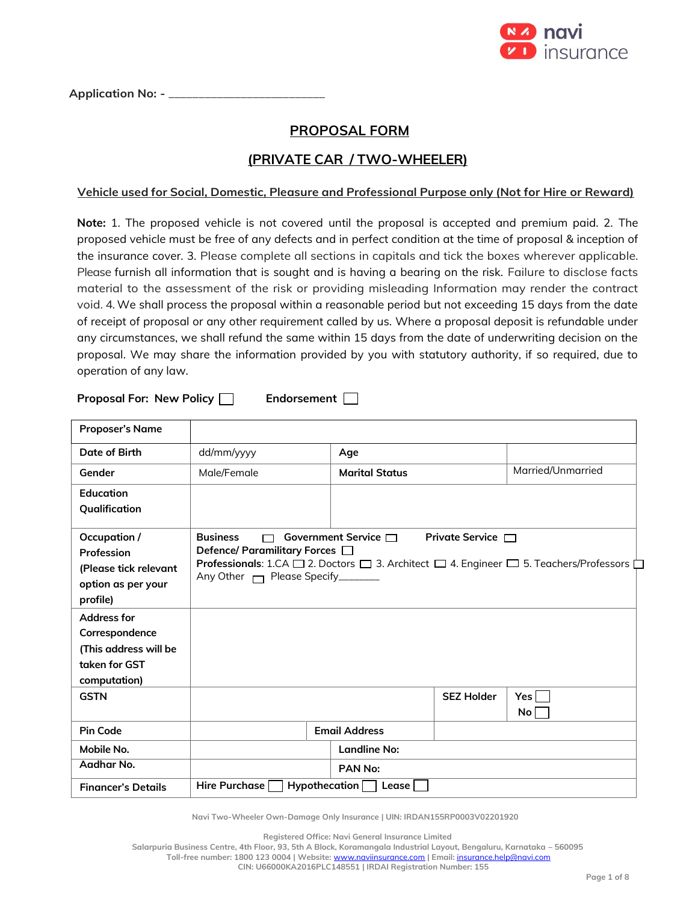Application No: - ________________________

## PROPOSAL FORM

## (PRIVATE CAR / TWO-WHEELER)

**Vehicle used for Social, Domestic, Pleasure and Professional Purpose only (Not for Hire or Reward)**

**Note:** 1. The proposed vehicle is not covered until the proposal is accepted and premium paid. 2. The proposed vehicle must be free of any defects and in perfect condition at the time of proposal & inception of the insurance cover. 3. Please complete all sections in capitals and tick the boxes wherever applicable. Please furnish all information that is sought and is having a bearing on the risk. Failure to disclose facts material to the assessment of the risk or providing misleading Information may render the contract void. 4. We shall process the proposal within a reasonable period but not exceeding 15 days from the date of receipt of proposal or any other requirement called by us. Where a proposal deposit is refundable under any circumstances, we shall refund the same within 15 days from the date of underwriting decision on the proposal. We may share the information provided by you with statutory authority, if so required, due to operation of any law.

**Proposal For:** New Policy ☐ &nbsp;&nbsp;&nbsp; **Endorsement** ☐

| | | | |
|---|---|---|---|
| **Proposer's Name** | | | |
| **Date of Birth** | dd/mm/yyyy | **Age** | |
| **Gender** | Male/Female | **Marital Status** | Married/Unmarried |
| **Education Qualification** | | | |
| **Occupation / Profession (Please tick relevant option as per your profile)** | **Business** ☐ **Government Service** ☐ **Private Service** ☐ **Defence/ Paramilitary Forces** ☐ **Professionals**: 1.CA ☐ 2. Doctors ☐ 3. Architect ☐ 4. Engineer ☐ 5. Teachers/Professors ☐ Any Other ☐ Please Specify_______ | | |
| **Address for Correspondence (This address will be taken for GST computation)** | | | |
| **GSTN** | | **SEZ Holder** | Yes ☐ No ☐ |
| **Pin Code** | | **Email Address** | |
| **Mobile No.** | | **Landline No:** | |
| **Aadhar No.** | | **PAN No:** | |
| **Financer's Details** | Hire Purchase ☐ Hypothecation ☐ Lease ☐ | | |

Navi Two-Wheeler Own-Damage Only Insurance | UIN: IRDAN155RP0003V02201920

Registered Office: Navi General Insurance Limited
Salarpuria Business Centre, 4th Floor, 93, 5th A Block, Koramangala Industrial Layout, Bengaluru, Karnataka – 560095
Toll-free number: 1800 123 0004 | Website: www.naviinsurance.com | Email: insurance.help@navi.com
CIN: U66000KA2016PLC148551 | IRDAI Registration Number: 155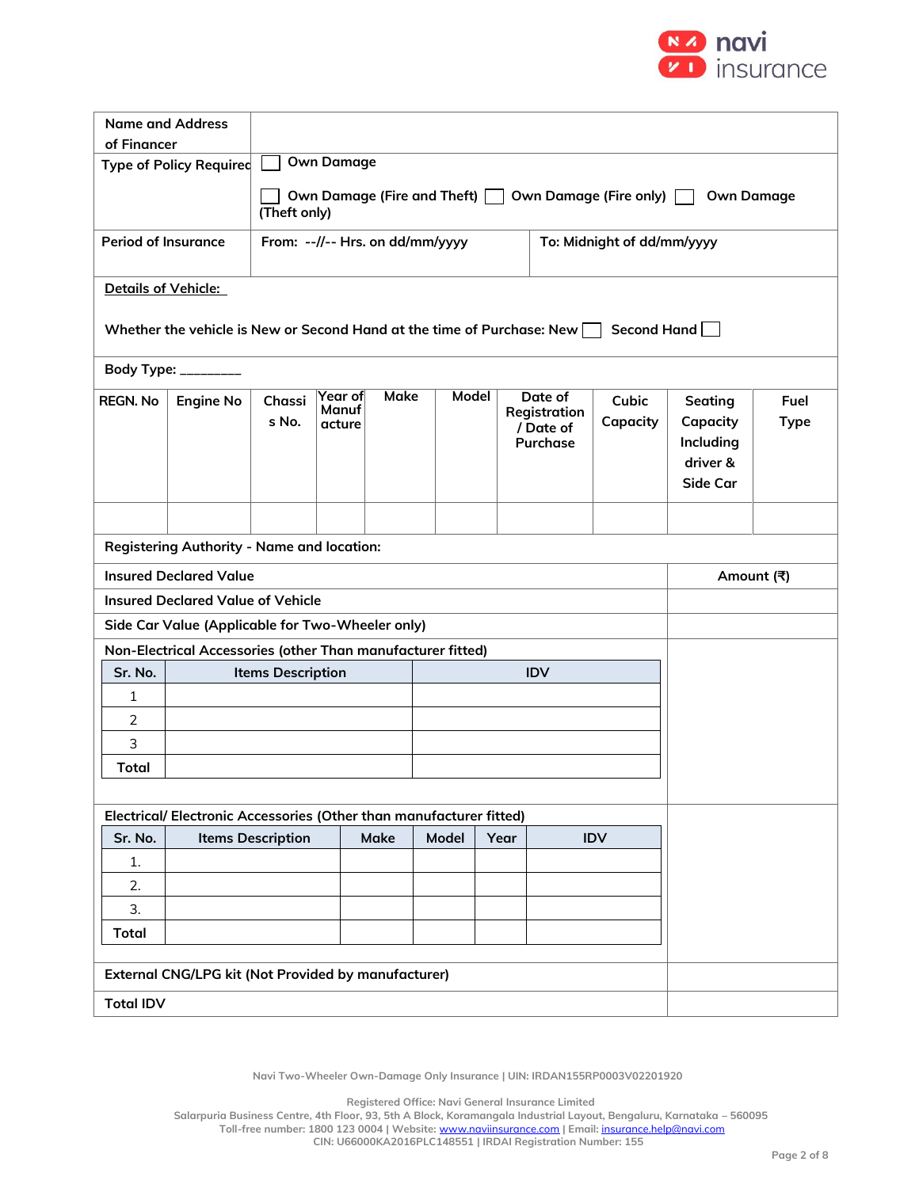| Name and Address of Financer | |
|---|---|
| Type of Policy Required | ☐ Own Damage<br>☐ Own Damage (Fire and Theft) ☐ Own Damage (Fire only) ☐ Own Damage (Theft only) |
| Period of Insurance | From: --//-- Hrs. on dd/mm/yyyy — To: Midnight of dd/mm/yyyy |

**Details of Vehicle:**

Whether the vehicle is New or Second Hand at the time of Purchase: New ☐ Second Hand ☐

Body Type: ________

| REGN. No | Engine No | Chassis No. | Year of Manufacture | Make | Model | Date of Registration / Date of Purchase | Cubic Capacity | Seating Capacity Including driver & Side Car | Fuel Type |
|---|---|---|---|---|---|---|---|---|---|
| | | | | | | | | | |

Registering Authority - Name and location:

| Insured Declared Value | Amount (₹) |
|---|---|
| Insured Declared Value of Vehicle | |
| Side Car Value (Applicable for Two-Wheeler only) | |
| Non-Electrical Accessories (other Than manufacturer fitted) | |

| Sr. No. | Items Description | IDV |
|---|---|---|
| 1 | | |
| 2 | | |
| 3 | | |
| Total | | |

Electrical/ Electronic Accessories (Other than manufacturer fitted)

| Sr. No. | Items Description | Make | Model | Year | IDV |
|---|---|---|---|---|---|
| 1. | | | | | |
| 2. | | | | | |
| 3. | | | | | |
| Total | | | | | |

| | Amount (₹) |
|---|---|
| External CNG/LPG kit (Not Provided by manufacturer) | |
| Total IDV | |

Navi Two-Wheeler Own-Damage Only Insurance | UIN: IRDAN155RP0003V02201920

Registered Office: Navi General Insurance Limited
Salarpuria Business Centre, 4th Floor, 93, 5th A Block, Koramangala Industrial Layout, Bengaluru, Karnataka – 560095
Toll-free number: 1800 123 0004 | Website: www.naviinsurance.com | Email: insurance.help@navi.com
CIN: U66000KA2016PLC148551 | IRDAI Registration Number: 155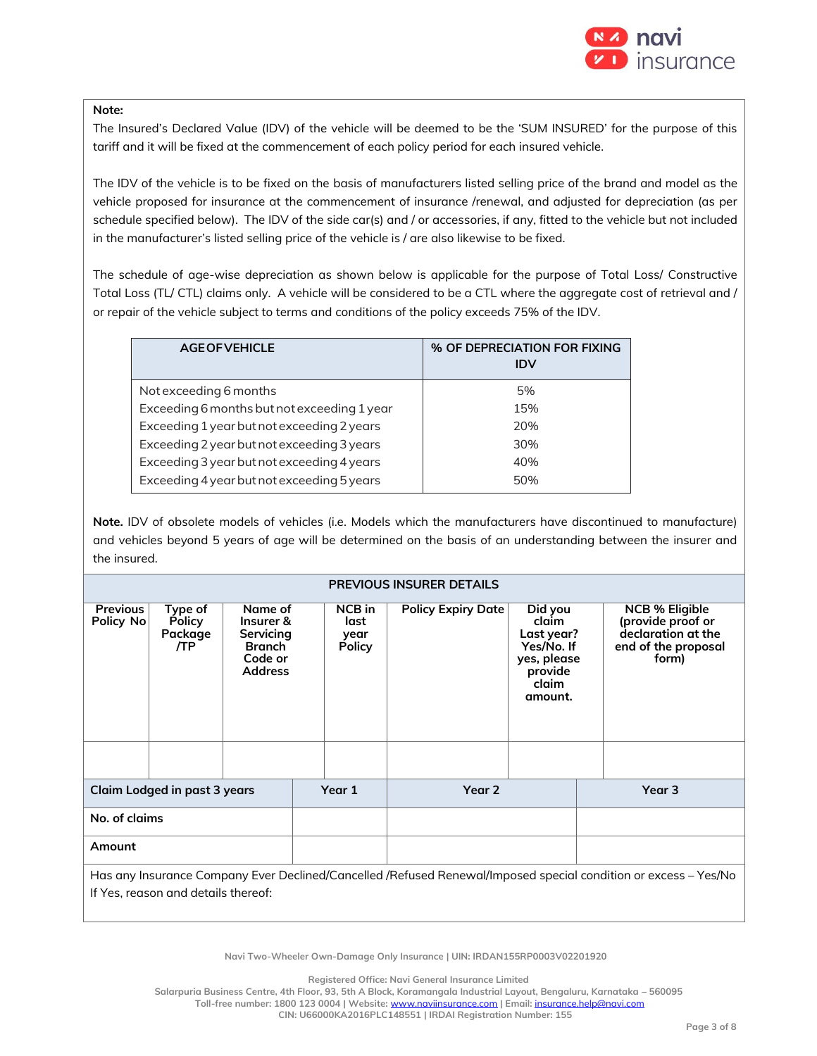**Note:**

The Insured's Declared Value (IDV) of the vehicle will be deemed to be the 'SUM INSURED' for the purpose of this tariff and it will be fixed at the commencement of each policy period for each insured vehicle.

The IDV of the vehicle is to be fixed on the basis of manufacturers listed selling price of the brand and model as the vehicle proposed for insurance at the commencement of insurance /renewal, and adjusted for depreciation (as per schedule specified below). The IDV of the side car(s) and / or accessories, if any, fitted to the vehicle but not included in the manufacturer's listed selling price of the vehicle is / are also likewise to be fixed.

The schedule of age-wise depreciation as shown below is applicable for the purpose of Total Loss/ Constructive Total Loss (TL/ CTL) claims only. A vehicle will be considered to be a CTL where the aggregate cost of retrieval and / or repair of the vehicle subject to terms and conditions of the policy exceeds 75% of the IDV.

| AGE OF VEHICLE | % OF DEPRECIATION FOR FIXING IDV |
|---|---|
| Not exceeding 6 months | 5% |
| Exceeding 6 months but not exceeding 1 year | 15% |
| Exceeding 1 year but not exceeding 2 years | 20% |
| Exceeding 2 year but not exceeding 3 years | 30% |
| Exceeding 3 year but not exceeding 4 years | 40% |
| Exceeding 4 year but not exceeding 5 years | 50% |

**Note.** IDV of obsolete models of vehicles (i.e. Models which the manufacturers have discontinued to manufacture) and vehicles beyond 5 years of age will be determined on the basis of an understanding between the insurer and the insured.

**PREVIOUS INSURER DETAILS**

| Previous Policy No | Type of Policy Package /TP | Name of Insurer & Servicing Branch Code or Address | NCB in last year Policy | Policy Expiry Date | Did you claim Last year? Yes/No. If yes, please provide claim amount. | NCB % Eligible (provide proof or declaration at the end of the proposal form) |
|---|---|---|---|---|---|---|
| | | | | | | |

| Claim Lodged in past 3 years | Year 1 | Year 2 | Year 3 |
|---|---|---|---|
| No. of claims | | | |
| Amount | | | |

Has any Insurance Company Ever Declined/Cancelled /Refused Renewal/Imposed special condition or excess – Yes/No
If Yes, reason and details thereof: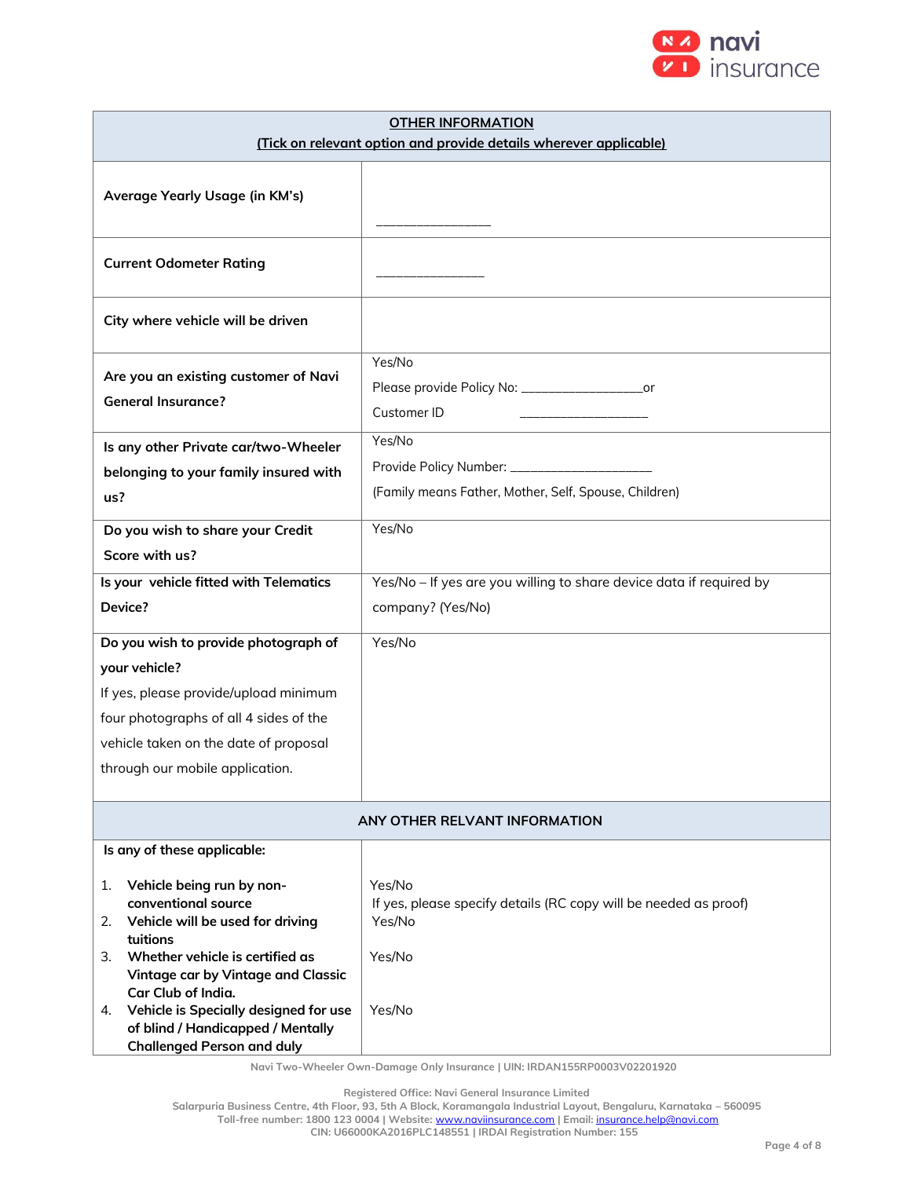| OTHER INFORMATION<br>(Tick on relevant option and provide details wherever applicable) | |
|---|---|
| **Average Yearly Usage (in KM's)** | _______________ |
| **Current Odometer Rating** | ______________ |
| **City where vehicle will be driven** | |
| **Are you an existing customer of Navi General Insurance?** | Yes/No<br>Please provide Policy No: _________________or<br>Customer ID ________________ |
| **Is any other Private car/two-Wheeler belonging to your family insured with us?** | Yes/No<br>Provide Policy Number: ____________________<br>(Family means Father, Mother, Self, Spouse, Children) |
| **Do you wish to share your Credit Score with us?** | Yes/No |
| **Is your vehicle fitted with Telematics Device?** | Yes/No – If yes are you willing to share device data if required by company? (Yes/No) |
| **Do you wish to provide photograph of your vehicle?**<br>If yes, please provide/upload minimum four photographs of all 4 sides of the vehicle taken on the date of proposal through our mobile application. | Yes/No |
| **ANY OTHER RELVANT INFORMATION** | |
| **Is any of these applicable:** | |
| 1. **Vehicle being run by non-conventional source** | Yes/No<br>If yes, please specify details (RC copy will be needed as proof) |
| 2. **Vehicle will be used for driving tuitions** | Yes/No |
| 3. **Whether vehicle is certified as Vintage car by Vintage and Classic Car Club of India.** | Yes/No |
| 4. **Vehicle is Specially designed for use of blind / Handicapped / Mentally Challenged Person and duly** | Yes/No |

Navi Two-Wheeler Own-Damage Only Insurance | UIN: IRDAN155RP0003V02201920

Registered Office: Navi General Insurance Limited
Salarpuria Business Centre, 4th Floor, 93, 5th A Block, Koramangala Industrial Layout, Bengaluru, Karnataka – 560095
Toll-free number: 1800 123 0004 | Website: www.naviinsurance.com | Email: insurance.help@navi.com
CIN: U66000KA2016PLC148551 | IRDAI Registration Number: 155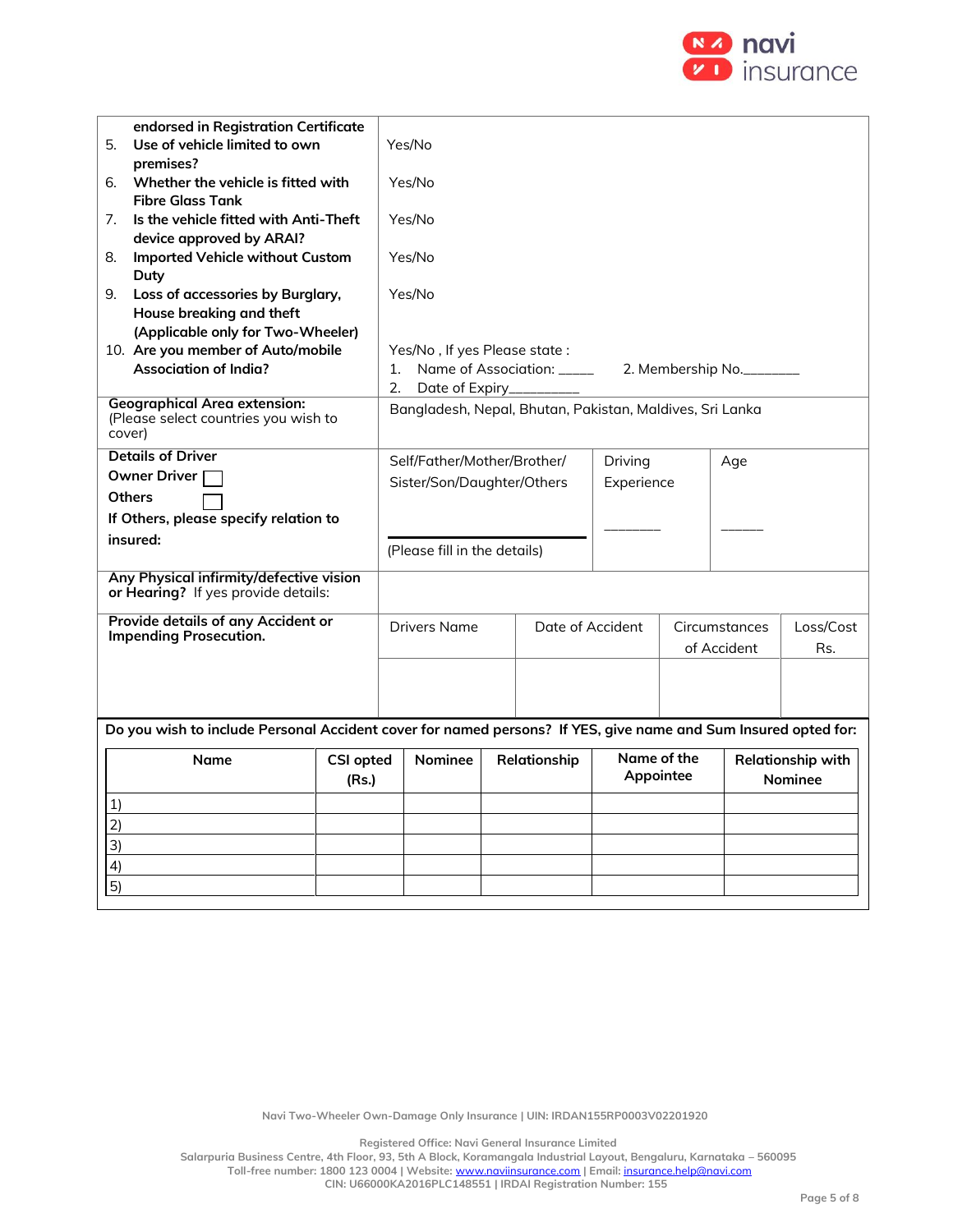| | |
|---|---|
| endorsed in Registration Certificate | |
| 5. Use of vehicle limited to own premises? | Yes/No |
| 6. Whether the vehicle is fitted with Fibre Glass Tank | Yes/No |
| 7. Is the vehicle fitted with Anti-Theft device approved by ARAI? | Yes/No |
| 8. Imported Vehicle without Custom Duty | Yes/No |
| 9. Loss of accessories by Burglary, House breaking and theft (Applicable only for Two-Wheeler) | Yes/No |
| 10. Are you member of Auto/mobile Association of India? | Yes/No , If yes Please state : 1. Name of Association: _____ 2. Membership No._______ 2. Date of Expiry_________ |
| **Geographical Area extension:** (Please select countries you wish to cover) | Bangladesh, Nepal, Bhutan, Pakistan, Maldives, Sri Lanka |

| **Details of Driver** | | | |
|---|---|---|---|
| **Owner Driver** ☐ **Others** ☐ **If Others, please specify relation to insured:** | Self/Father/Mother/Brother/ Sister/Son/Daughter/Others ____________ (Please fill in the details) | Driving Experience _______ | Age ______ |

| | |
|---|---|
| **Any Physical infirmity/defective vision or Hearing?** If yes provide details: | |

| **Provide details of any Accident or Impending Prosecution.** | Drivers Name | Date of Accident | Circumstances of Accident | Loss/Cost Rs. |
|---|---|---|---|---|
| | | | | |

**Do you wish to include Personal Accident cover for named persons? If YES, give name and Sum Insured opted for:**

| Name | CSI opted (Rs.) | Nominee | Relationship | Name of the Appointee | Relationship with Nominee |
|---|---|---|---|---|---|
| 1) | | | | | |
| 2) | | | | | |
| 3) | | | | | |
| 4) | | | | | |
| 5) | | | | | |

Navi Two-Wheeler Own-Damage Only Insurance | UIN: IRDAN155RP0003V02201920

Registered Office: Navi General Insurance Limited
Salarpuria Business Centre, 4th Floor, 93, 5th A Block, Koramangala Industrial Layout, Bengaluru, Karnataka – 560095
Toll-free number: 1800 123 0004 | Website: www.naviinsurance.com | Email: insurance.help@navi.com
CIN: U66000KA2016PLC148551 | IRDAI Registration Number: 155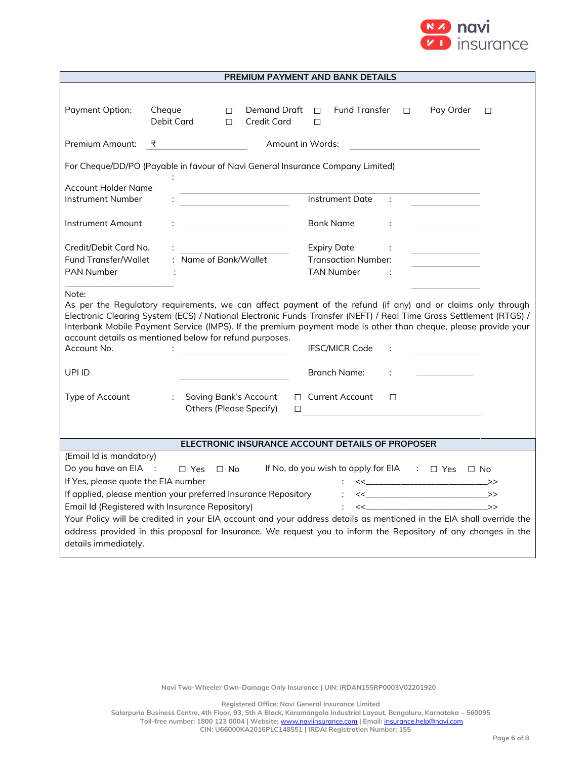## PREMIUM PAYMENT AND BANK DETAILS

Payment Option: Cheque ☐ Demand Draft ☐ Fund Transfer ☐ Pay Order ☐ Debit Card ☐ Credit Card ☐

Premium Amount: ₹ ____________ Amount in Words: ____________

For Cheque/DD/PO (Payable in favour of Navi General Insurance Company Limited)

Account Holder Name : ____________

Instrument Number : ____________ Instrument Date : ____________

Instrument Amount : ____________ Bank Name : ____________

Credit/Debit Card No. : ____________ Expiry Date : ____________

Fund Transfer/Wallet : *Name of Bank/Wallet* Transaction Number: ____________

PAN Number : ____________ TAN Number : ____________

Note:

As per the Regulatory requirements, we can affect payment of the refund (if any) and or claims only through Electronic Clearing System (ECS) / National Electronic Funds Transfer (NEFT) / Real Time Gross Settlement (RTGS) / Interbank Mobile Payment Service (IMPS). If the premium payment mode is other than cheque, please provide your account details as mentioned below for refund purposes.

Account No. : ____________ IFSC/MICR Code : ____________

UPI ID ____________ Branch Name: : ____________

Type of Account : Saving Bank's Account ☐ Current Account ☐ Others (Please Specify) ☐ ____________

## ELECTRONIC INSURANCE ACCOUNT DETAILS OF PROPOSER

(Email Id is mandatory)

Do you have an EIA : ☐ Yes ☐ No If No, do you wish to apply for EIA : ☐ Yes ☐ No

If Yes, please quote the EIA number : <<____________________________>>

If applied, please mention your preferred Insurance Repository : <<____________________________>>

Email Id (Registered with Insurance Repository) : <<____________________________>>

Your Policy will be credited in your EIA account and your address details as mentioned in the EIA shall override the address provided in this proposal for Insurance. We request you to inform the Repository of any changes in the details immediately.

Navi Two-Wheeler Own-Damage Only Insurance | UIN: IRDAN155RP0003V02201920

Registered Office: Navi General Insurance Limited
Salarpuria Business Centre, 4th Floor, 93, 5th A Block, Koramangala Industrial Layout, Bengaluru, Karnataka – 560095
Toll-free number: 1800 123 0004 | Website: www.naviinsurance.com | Email: insurance.help@navi.com
CIN: U66000KA2016PLC148551 | IRDAI Registration Number: 155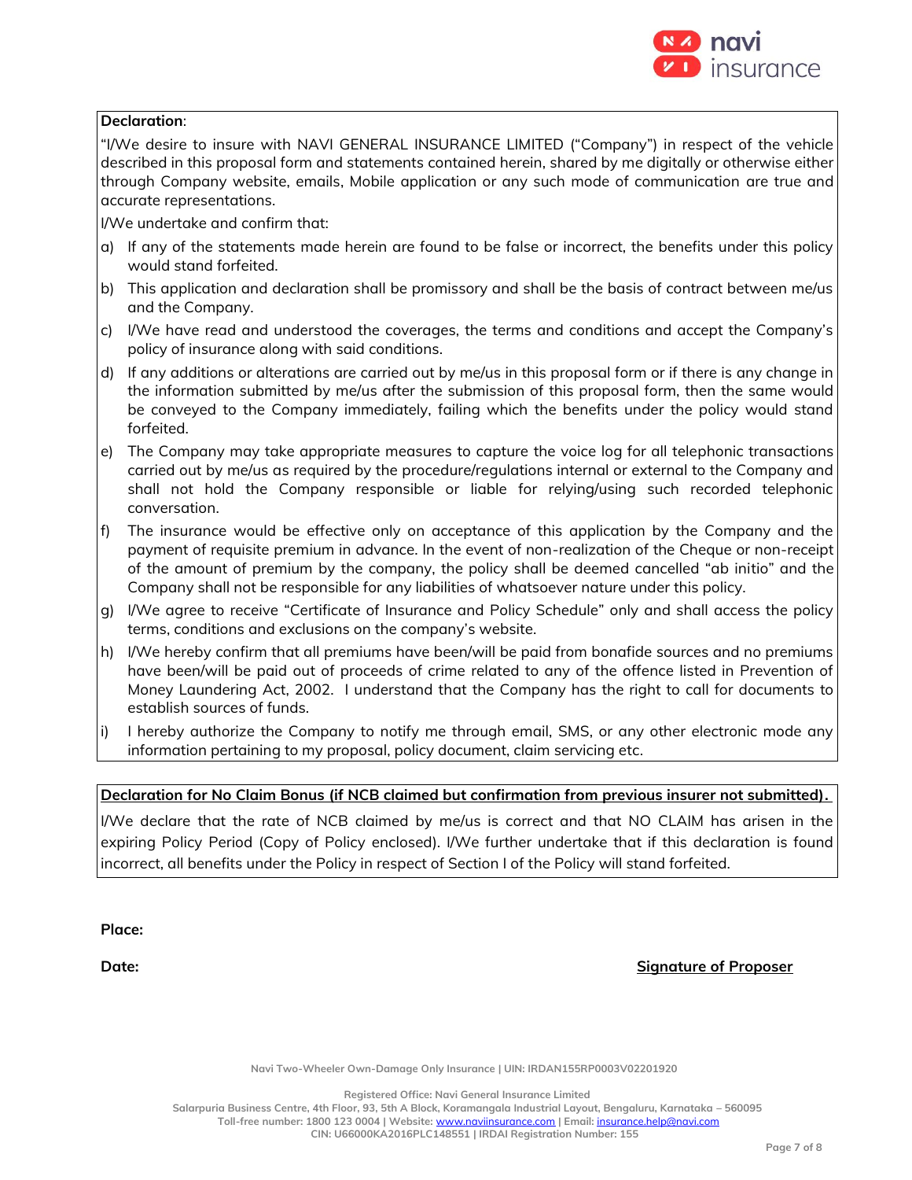**Declaration**:

"I/We desire to insure with NAVI GENERAL INSURANCE LIMITED ("Company") in respect of the vehicle described in this proposal form and statements contained herein, shared by me digitally or otherwise either through Company website, emails, Mobile application or any such mode of communication are true and accurate representations.

I/We undertake and confirm that:

a) If any of the statements made herein are found to be false or incorrect, the benefits under this policy would stand forfeited.
b) This application and declaration shall be promissory and shall be the basis of contract between me/us and the Company.
c) I/We have read and understood the coverages, the terms and conditions and accept the Company's policy of insurance along with said conditions.
d) If any additions or alterations are carried out by me/us in this proposal form or if there is any change in the information submitted by me/us after the submission of this proposal form, then the same would be conveyed to the Company immediately, failing which the benefits under the policy would stand forfeited.
e) The Company may take appropriate measures to capture the voice log for all telephonic transactions carried out by me/us as required by the procedure/regulations internal or external to the Company and shall not hold the Company responsible or liable for relying/using such recorded telephonic conversation.
f) The insurance would be effective only on acceptance of this application by the Company and the payment of requisite premium in advance. In the event of non-realization of the Cheque or non-receipt of the amount of premium by the company, the policy shall be deemed cancelled "ab initio" and the Company shall not be responsible for any liabilities of whatsoever nature under this policy.
g) I/We agree to receive "Certificate of Insurance and Policy Schedule" only and shall access the policy terms, conditions and exclusions on the company's website.
h) I/We hereby confirm that all premiums have been/will be paid from bonafide sources and no premiums have been/will be paid out of proceeds of crime related to any of the offence listed in Prevention of Money Laundering Act, 2002. I understand that the Company has the right to call for documents to establish sources of funds.
i) I hereby authorize the Company to notify me through email, SMS, or any other electronic mode any information pertaining to my proposal, policy document, claim servicing etc.

**Declaration for No Claim Bonus (if NCB claimed but confirmation from previous insurer not submitted).**

I/We declare that the rate of NCB claimed by me/us is correct and that NO CLAIM has arisen in the expiring Policy Period (Copy of Policy enclosed). I/We further undertake that if this declaration is found incorrect, all benefits under the Policy in respect of Section I of the Policy will stand forfeited.

**Place:**

**Date:** **Signature of Proposer**

Navi Two-Wheeler Own-Damage Only Insurance | UIN: IRDAN155RP0003V02201920

Registered Office: Navi General Insurance Limited
Salarpuria Business Centre, 4th Floor, 93, 5th A Block, Koramangala Industrial Layout, Bengaluru, Karnataka – 560095
Toll-free number: 1800 123 0004 | Website: www.naviinsurance.com | Email: insurance.help@navi.com
CIN: U66000KA2016PLC148551 | IRDAI Registration Number: 155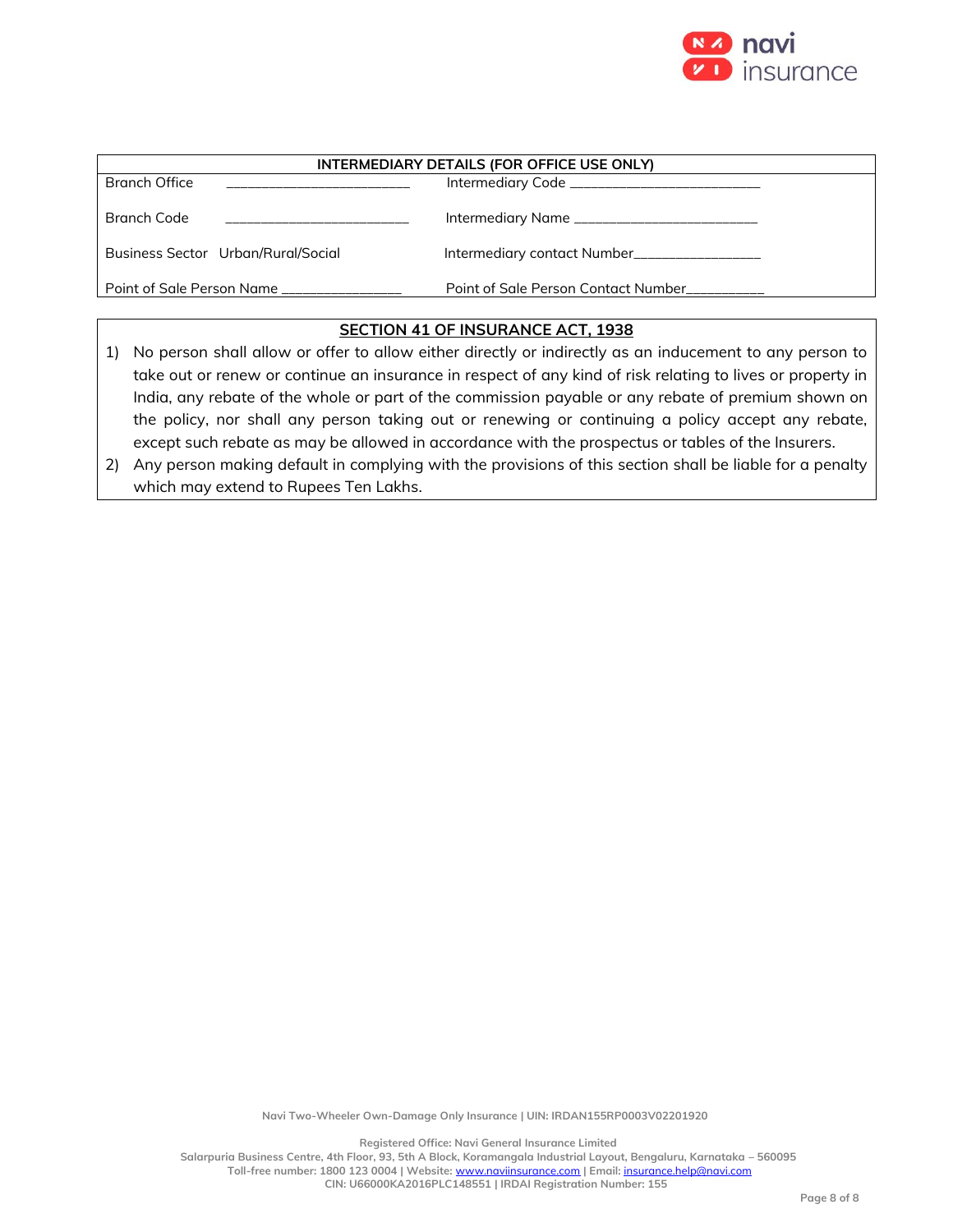| INTERMEDIARY DETAILS (FOR OFFICE USE ONLY) | |
|---|---|
| Branch Office ________________________ | Intermediary Code __________________________ |
| Branch Code ________________________ | Intermediary Name __________________________ |
| Business Sector Urban/Rural/Social | Intermediary contact Number_________________ |
| Point of Sale Person Name ________________ | Point of Sale Person Contact Number__________ |

## SECTION 41 OF INSURANCE ACT, 1938

1) No person shall allow or offer to allow either directly or indirectly as an inducement to any person to take out or renew or continue an insurance in respect of any kind of risk relating to lives or property in India, any rebate of the whole or part of the commission payable or any rebate of premium shown on the policy, nor shall any person taking out or renewing or continuing a policy accept any rebate, except such rebate as may be allowed in accordance with the prospectus or tables of the Insurers.
2) Any person making default in complying with the provisions of this section shall be liable for a penalty which may extend to Rupees Ten Lakhs.